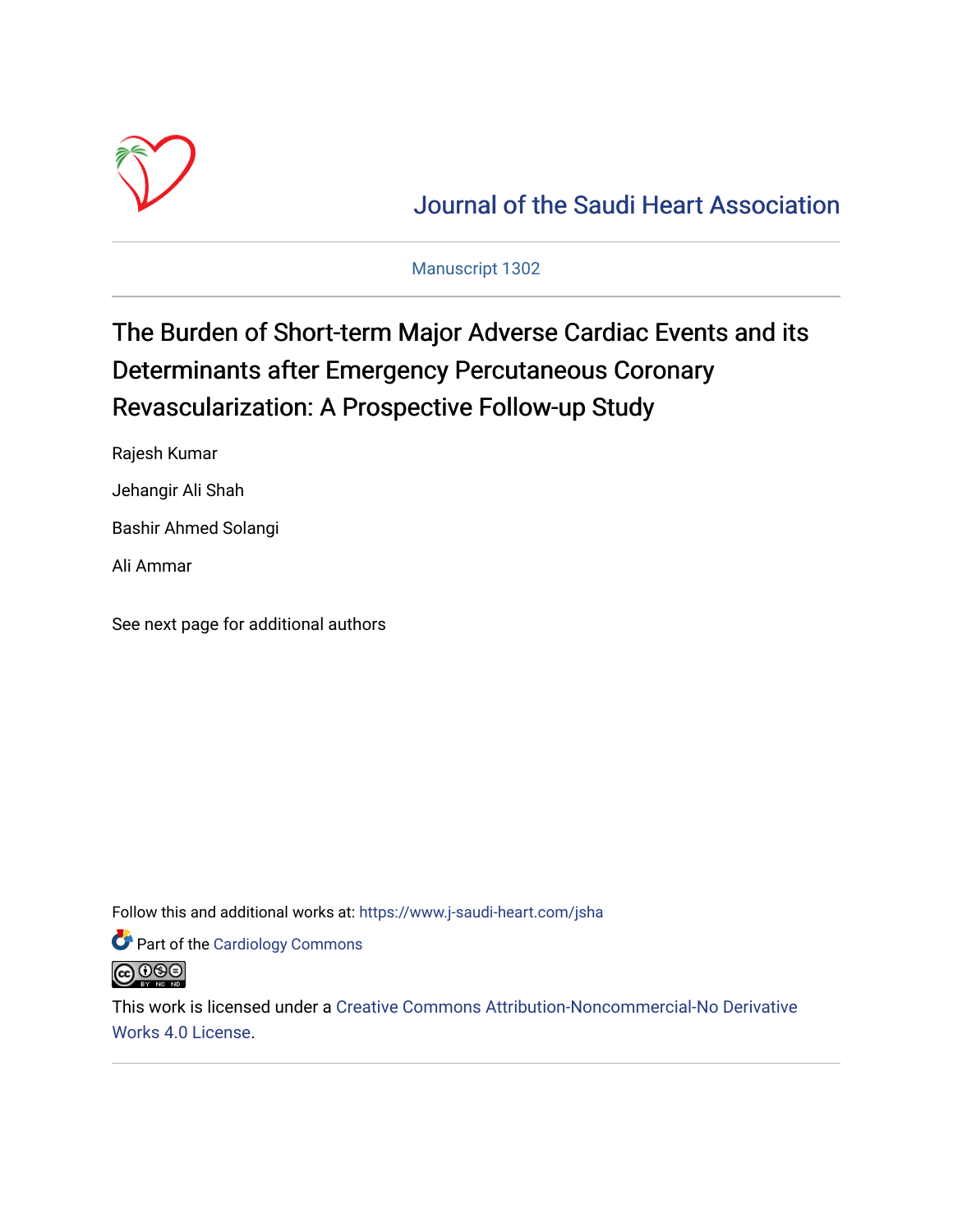Journal of the Saudi Heart Association

Manuscript 1302

# The Burden of Short-term Major Adverse Cardiac Events and its Determinants after Emergency Percutaneous Coronary Revascularization: A Prospective Follow-up Study

Rajesh Kumar

Jehangir Ali Shah

Bashir Ahmed Solangi

Ali Ammar

See next page for additional authors

Follow this and additional works at: https://www.j-saudi-heart.com/jsha

Part of the Cardiology Commons

This work is licensed under a Creative Commons Attribution-Noncommercial-No Derivative Works 4.0 License.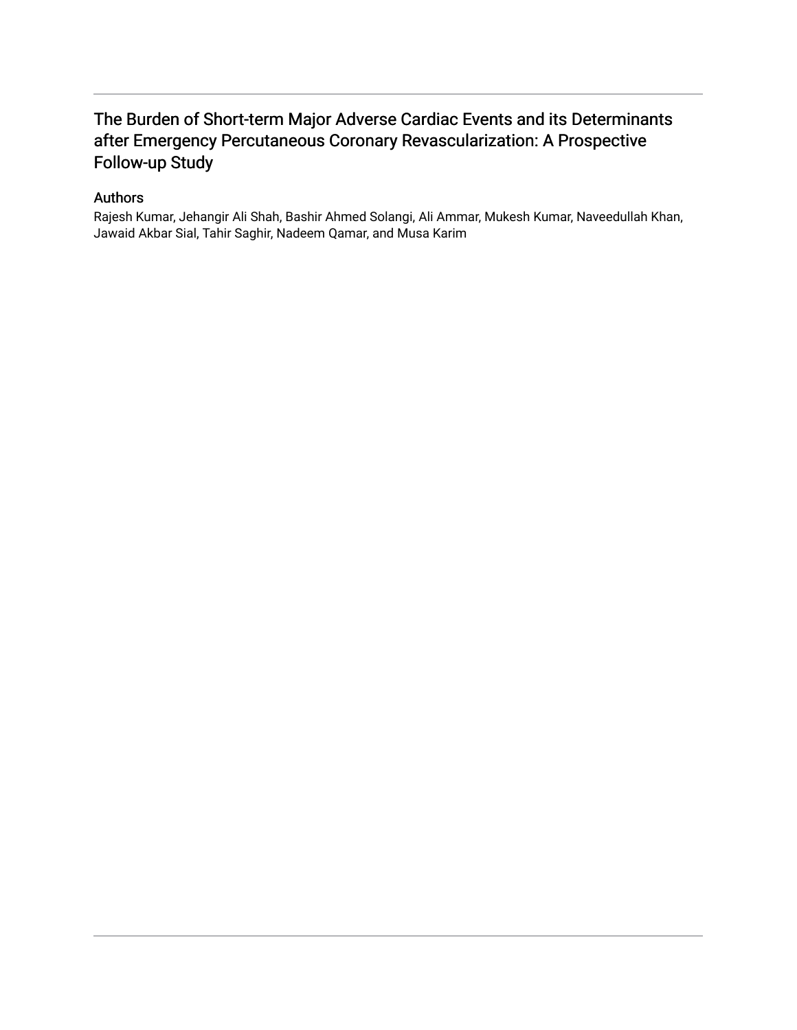# The Burden of Short-term Major Adverse Cardiac Events and its Determinants after Emergency Percutaneous Coronary Revascularization: A Prospective Follow-up Study

## Authors

Rajesh Kumar, Jehangir Ali Shah, Bashir Ahmed Solangi, Ali Ammar, Mukesh Kumar, Naveedullah Khan, Jawaid Akbar Sial, Tahir Saghir, Nadeem Qamar, and Musa Karim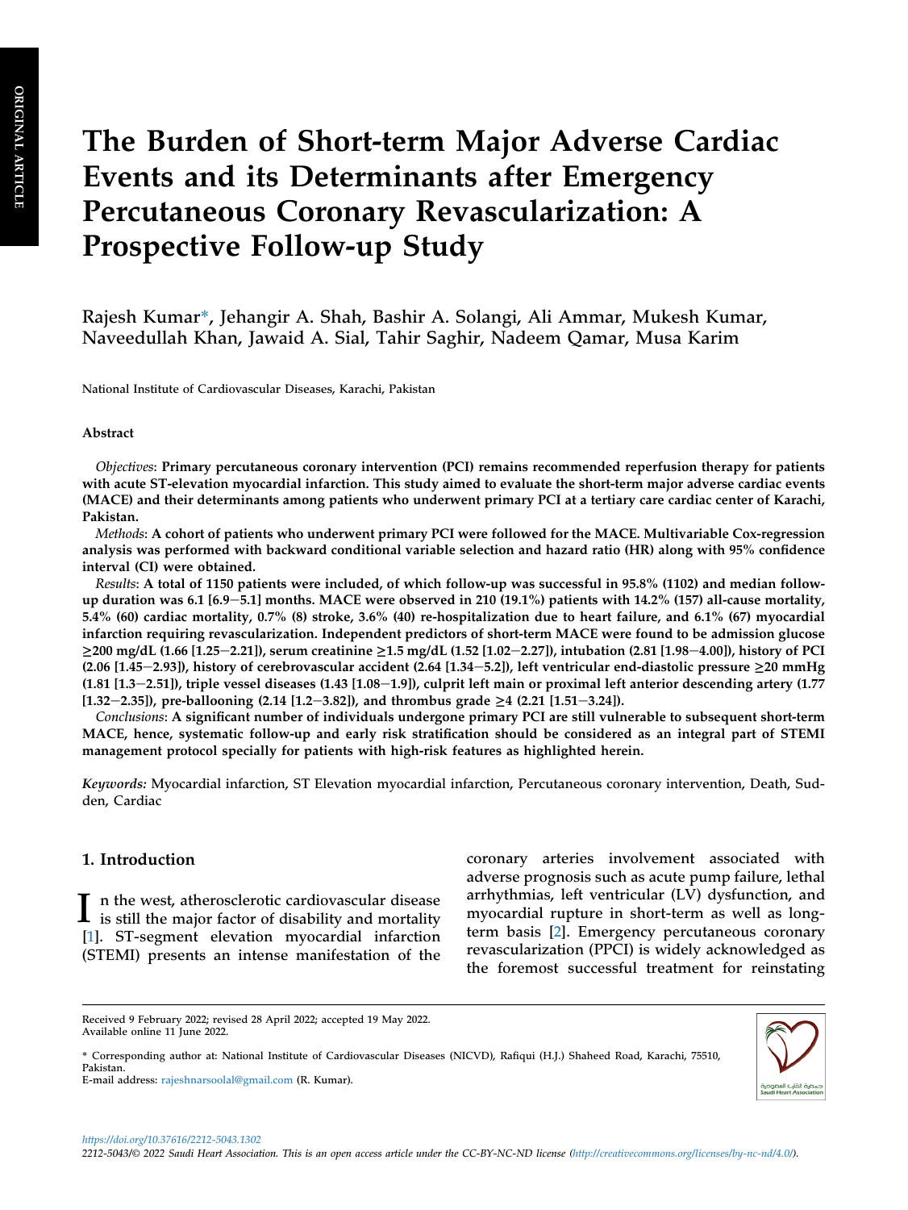# The Burden of Short-term Major Adverse Cardiac Events and its Determinants after Emergency Percutaneous Coronary Revascularization: A Prospective Follow-up Study

Rajesh Kumar*, Jehangir A. Shah, Bashir A. Solangi, Ali Ammar, Mukesh Kumar, Naveedullah Khan, Jawaid A. Sial, Tahir Saghir, Nadeem Qamar, Musa Karim

National Institute of Cardiovascular Diseases, Karachi, Pakistan

## Abstract

*Objectives*: **Primary percutaneous coronary intervention (PCI) remains recommended reperfusion therapy for patients with acute ST-elevation myocardial infarction. This study aimed to evaluate the short-term major adverse cardiac events (MACE) and their determinants among patients who underwent primary PCI at a tertiary care cardiac center of Karachi, Pakistan.**

*Methods*: **A cohort of patients who underwent primary PCI were followed for the MACE. Multivariable Cox-regression analysis was performed with backward conditional variable selection and hazard ratio (HR) along with 95% confidence interval (CI) were obtained.**

*Results*: **A total of 1150 patients were included, of which follow-up was successful in 95.8% (1102) and median follow-up duration was 6.1 [6.9−5.1] months. MACE were observed in 210 (19.1%) patients with 14.2% (157) all-cause mortality, 5.4% (60) cardiac mortality, 0.7% (8) stroke, 3.6% (40) re-hospitalization due to heart failure, and 6.1% (67) myocardial infarction requiring revascularization. Independent predictors of short-term MACE were found to be admission glucose ≥200 mg/dL (1.66 [1.25−2.21]), serum creatinine ≥1.5 mg/dL (1.52 [1.02−2.27]), intubation (2.81 [1.98−4.00]), history of PCI (2.06 [1.45−2.93]), history of cerebrovascular accident (2.64 [1.34−5.2]), left ventricular end-diastolic pressure ≥20 mmHg (1.81 [1.3−2.51]), triple vessel diseases (1.43 [1.08−1.9]), culprit left main or proximal left anterior descending artery (1.77 [1.32−2.35]), pre-ballooning (2.14 [1.2−3.82]), and thrombus grade ≥4 (2.21 [1.51−3.24]).**

*Conclusions*: **A significant number of individuals undergone primary PCI are still vulnerable to subsequent short-term MACE, hence, systematic follow-up and early risk stratification should be considered as an integral part of STEMI management protocol specially for patients with high-risk features as highlighted herein.**

*Keywords:* Myocardial infarction, ST Elevation myocardial infarction, Percutaneous coronary intervention, Death, Sudden, Cardiac

## 1. Introduction

In the west, atherosclerotic cardiovascular disease is still the major factor of disability and mortality [1]. ST-segment elevation myocardial infarction (STEMI) presents an intense manifestation of the coronary arteries involvement associated with adverse prognosis such as acute pump failure, lethal arrhythmias, left ventricular (LV) dysfunction, and myocardial rupture in short-term as well as long-term basis [2]. Emergency percutaneous coronary revascularization (PPCI) is widely acknowledged as the foremost successful treatment for reinstating

Received 9 February 2022; revised 28 April 2022; accepted 19 May 2022.
Available online 11 June 2022.

\* Corresponding author at: National Institute of Cardiovascular Diseases (NICVD), Rafiqui (H.J.) Shaheed Road, Karachi, 75510, Pakistan.
E-mail address: rajeshnarsoolal@gmail.com (R. Kumar).

https://doi.org/10.37616/2212-5043.1302
2212-5043/© 2022 Saudi Heart Association. This is an open access article under the CC-BY-NC-ND license (http://creativecommons.org/licenses/by-nc-nd/4.0/).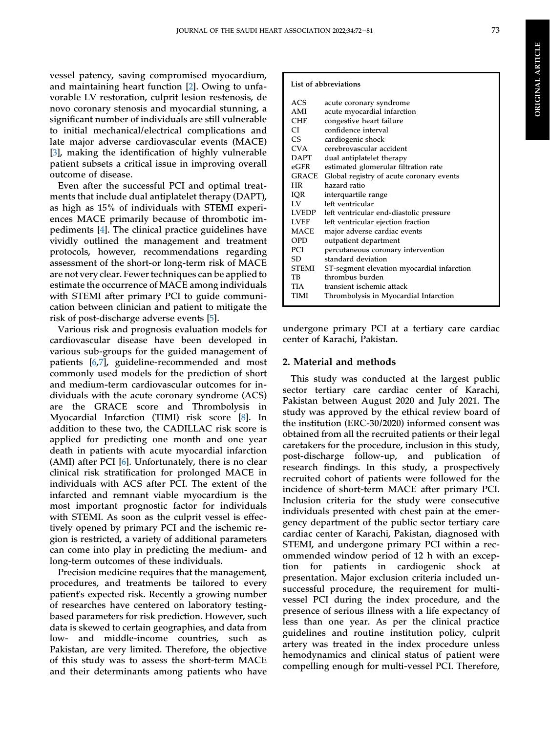vessel patency, saving compromised myocardium, and maintaining heart function [2]. Owing to unfavorable LV restoration, culprit lesion restenosis, de novo coronary stenosis and myocardial stunning, a significant number of individuals are still vulnerable to initial mechanical/electrical complications and late major adverse cardiovascular events (MACE) [3], making the identification of highly vulnerable patient subsets a critical issue in improving overall outcome of disease.

Even after the successful PCI and optimal treatments that include dual antiplatelet therapy (DAPT), as high as 15% of individuals with STEMI experiences MACE primarily because of thrombotic impediments [4]. The clinical practice guidelines have vividly outlined the management and treatment protocols, however, recommendations regarding assessment of the short-or long-term risk of MACE are not very clear. Fewer techniques can be applied to estimate the occurrence of MACE among individuals with STEMI after primary PCI to guide communication between clinician and patient to mitigate the risk of post-discharge adverse events [5].

Various risk and prognosis evaluation models for cardiovascular disease have been developed in various sub-groups for the guided management of patients [6,7], guideline-recommended and most commonly used models for the prediction of short and medium-term cardiovascular outcomes for individuals with the acute coronary syndrome (ACS) are the GRACE score and Thrombolysis in Myocardial Infarction (TIMI) risk score [8]. In addition to these two, the CADILLAC risk score is applied for predicting one month and one year death in patients with acute myocardial infarction (AMI) after PCI [6]. Unfortunately, there is no clear clinical risk stratification for prolonged MACE in individuals with ACS after PCI. The extent of the infarcted and remnant viable myocardium is the most important prognostic factor for individuals with STEMI. As soon as the culprit vessel is effectively opened by primary PCI and the ischemic region is restricted, a variety of additional parameters can come into play in predicting the medium- and long-term outcomes of these individuals.

Precision medicine requires that the management, procedures, and treatments be tailored to every patient's expected risk. Recently a growing number of researches have centered on laboratory testing-based parameters for risk prediction. However, such data is skewed to certain geographies, and data from low- and middle-income countries, such as Pakistan, are very limited. Therefore, the objective of this study was to assess the short-term MACE and their determinants among patients who have undergone primary PCI at a tertiary care cardiac center of Karachi, Pakistan.

**List of abbreviations**

| | |
|---|---|
| ACS | acute coronary syndrome |
| AMI | acute myocardial infarction |
| CHF | congestive heart failure |
| CI | confidence interval |
| CS | cardiogenic shock |
| CVA | cerebrovascular accident |
| DAPT | dual antiplatelet therapy |
| eGFR | estimated glomerular filtration rate |
| GRACE | Global registry of acute coronary events |
| HR | hazard ratio |
| IQR | interquartile range |
| LV | left ventricular |
| LVEDP | left ventricular end-diastolic pressure |
| LVEF | left ventricular ejection fraction |
| MACE | major adverse cardiac events |
| OPD | outpatient department |
| PCI | percutaneous coronary intervention |
| SD | standard deviation |
| STEMI | ST-segment elevation myocardial infarction |
| TB | thrombus burden |
| TIA | transient ischemic attack |
| TIMI | Thrombolysis in Myocardial Infarction |

## 2. Material and methods

This study was conducted at the largest public sector tertiary care cardiac center of Karachi, Pakistan between August 2020 and July 2021. The study was approved by the ethical review board of the institution (ERC-30/2020) informed consent was obtained from all the recruited patients or their legal caretakers for the procedure, inclusion in this study, post-discharge follow-up, and publication of research findings. In this study, a prospectively recruited cohort of patients were followed for the incidence of short-term MACE after primary PCI. Inclusion criteria for the study were consecutive individuals presented with chest pain at the emergency department of the public sector tertiary care cardiac center of Karachi, Pakistan, diagnosed with STEMI, and undergone primary PCI within a recommended window period of 12 h with an exception for patients in cardiogenic shock at presentation. Major exclusion criteria included unsuccessful procedure, the requirement for multi-vessel PCI during the index procedure, and the presence of serious illness with a life expectancy of less than one year. As per the clinical practice guidelines and routine institution policy, culprit artery was treated in the index procedure unless hemodynamics and clinical status of patient were compelling enough for multi-vessel PCI. Therefore,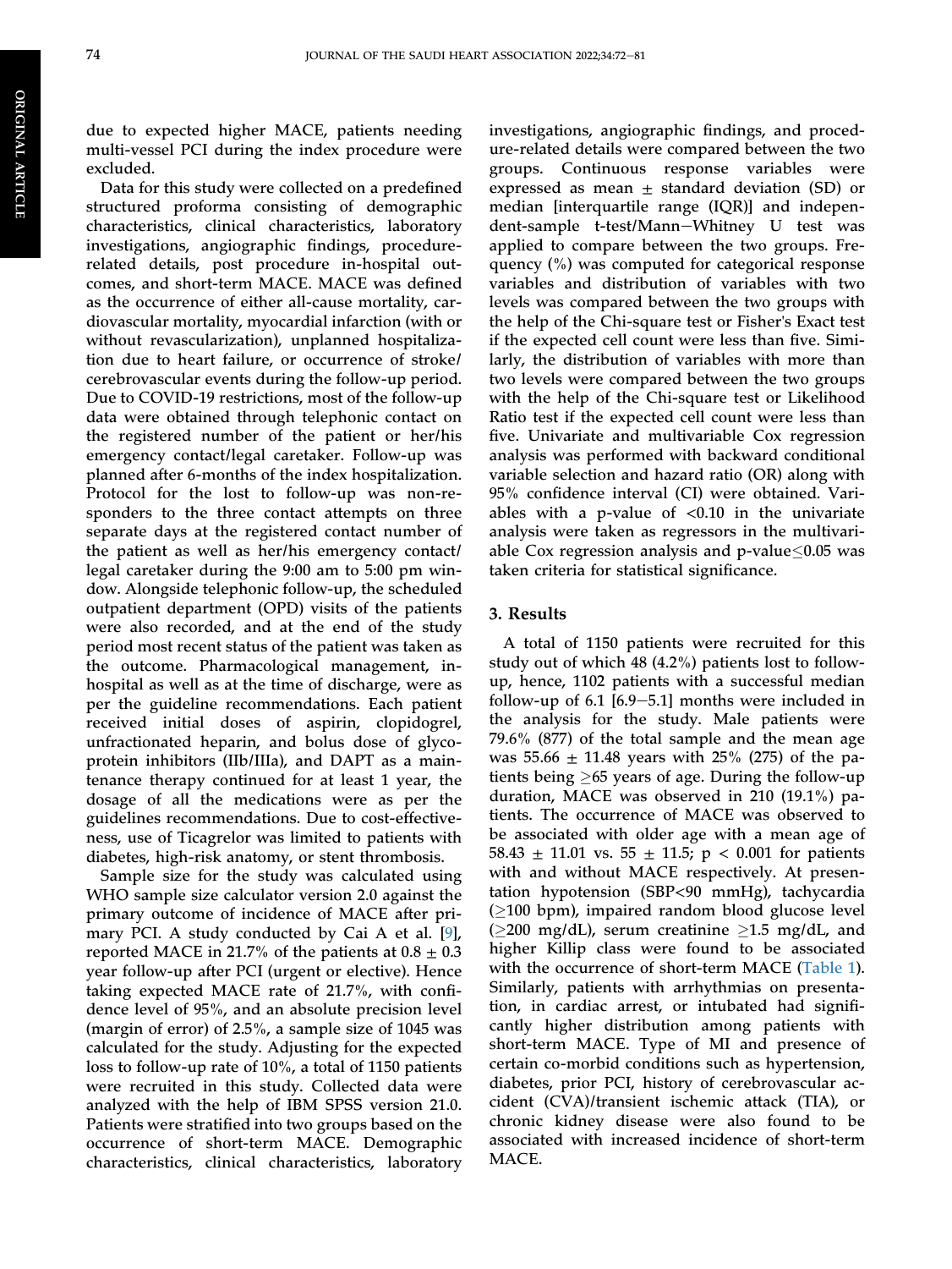due to expected higher MACE, patients needing multi-vessel PCI during the index procedure were excluded.

Data for this study were collected on a predefined structured proforma consisting of demographic characteristics, clinical characteristics, laboratory investigations, angiographic findings, procedure-related details, post procedure in-hospital outcomes, and short-term MACE. MACE was defined as the occurrence of either all-cause mortality, cardiovascular mortality, myocardial infarction (with or without revascularization), unplanned hospitalization due to heart failure, or occurrence of stroke/cerebrovascular events during the follow-up period. Due to COVID-19 restrictions, most of the follow-up data were obtained through telephonic contact on the registered number of the patient or her/his emergency contact/legal caretaker. Follow-up was planned after 6-months of the index hospitalization. Protocol for the lost to follow-up was non-responders to the three contact attempts on three separate days at the registered contact number of the patient as well as her/his emergency contact/legal caretaker during the 9:00 am to 5:00 pm window. Alongside telephonic follow-up, the scheduled outpatient department (OPD) visits of the patients were also recorded, and at the end of the study period most recent status of the patient was taken as the outcome. Pharmacological management, in-hospital as well as at the time of discharge, were as per the guideline recommendations. Each patient received initial doses of aspirin, clopidogrel, unfractionated heparin, and bolus dose of glycoprotein inhibitors (IIb/IIIa), and DAPT as a maintenance therapy continued for at least 1 year, the dosage of all the medications were as per the guidelines recommendations. Due to cost-effectiveness, use of Ticagrelor was limited to patients with diabetes, high-risk anatomy, or stent thrombosis.

Sample size for the study was calculated using WHO sample size calculator version 2.0 against the primary outcome of incidence of MACE after primary PCI. A study conducted by Cai A et al. [9], reported MACE in 21.7% of the patients at $0.8 \pm 0.3$ year follow-up after PCI (urgent or elective). Hence taking expected MACE rate of 21.7%, with confidence level of 95%, and an absolute precision level (margin of error) of 2.5%, a sample size of 1045 was calculated for the study. Adjusting for the expected loss to follow-up rate of 10%, a total of 1150 patients were recruited in this study. Collected data were analyzed with the help of IBM SPSS version 21.0. Patients were stratified into two groups based on the occurrence of short-term MACE. Demographic characteristics, clinical characteristics, laboratory investigations, angiographic findings, and procedure-related details were compared between the two groups. Continuous response variables were expressed as mean ± standard deviation (SD) or median [interquartile range (IQR)] and independent-sample t-test/Mann−Whitney U test was applied to compare between the two groups. Frequency (%) was computed for categorical response variables and distribution of variables with two levels was compared between the two groups with the help of the Chi-square test or Fisher's Exact test if the expected cell count were less than five. Similarly, the distribution of variables with more than two levels were compared between the two groups with the help of the Chi-square test or Likelihood Ratio test if the expected cell count were less than five. Univariate and multivariable Cox regression analysis was performed with backward conditional variable selection and hazard ratio (OR) along with 95% confidence interval (CI) were obtained. Variables with a p-value of <0.10 in the univariate analysis were taken as regressors in the multivariable Cox regression analysis and p-value≤0.05 was taken criteria for statistical significance.

## 3. Results

A total of 1150 patients were recruited for this study out of which 48 (4.2%) patients lost to follow-up, hence, 1102 patients with a successful median follow-up of 6.1 [6.9−5.1] months were included in the analysis for the study. Male patients were 79.6% (877) of the total sample and the mean age was $55.66 \pm 11.48$ years with 25% (275) of the patients being ≥65 years of age. During the follow-up duration, MACE was observed in 210 (19.1%) patients. The occurrence of MACE was observed to be associated with older age with a mean age of $58.43 \pm 11.01$ vs. $55 \pm 11.5$; $p < 0.001$ for patients with and without MACE respectively. At presentation hypotension (SBP<90 mmHg), tachycardia (≥100 bpm), impaired random blood glucose level (≥200 mg/dL), serum creatinine ≥1.5 mg/dL, and higher Killip class were found to be associated with the occurrence of short-term MACE (Table 1). Similarly, patients with arrhythmias on presentation, in cardiac arrest, or intubated had significantly higher distribution among patients with short-term MACE. Type of MI and presence of certain co-morbid conditions such as hypertension, diabetes, prior PCI, history of cerebrovascular accident (CVA)/transient ischemic attack (TIA), or chronic kidney disease were also found to be associated with increased incidence of short-term MACE.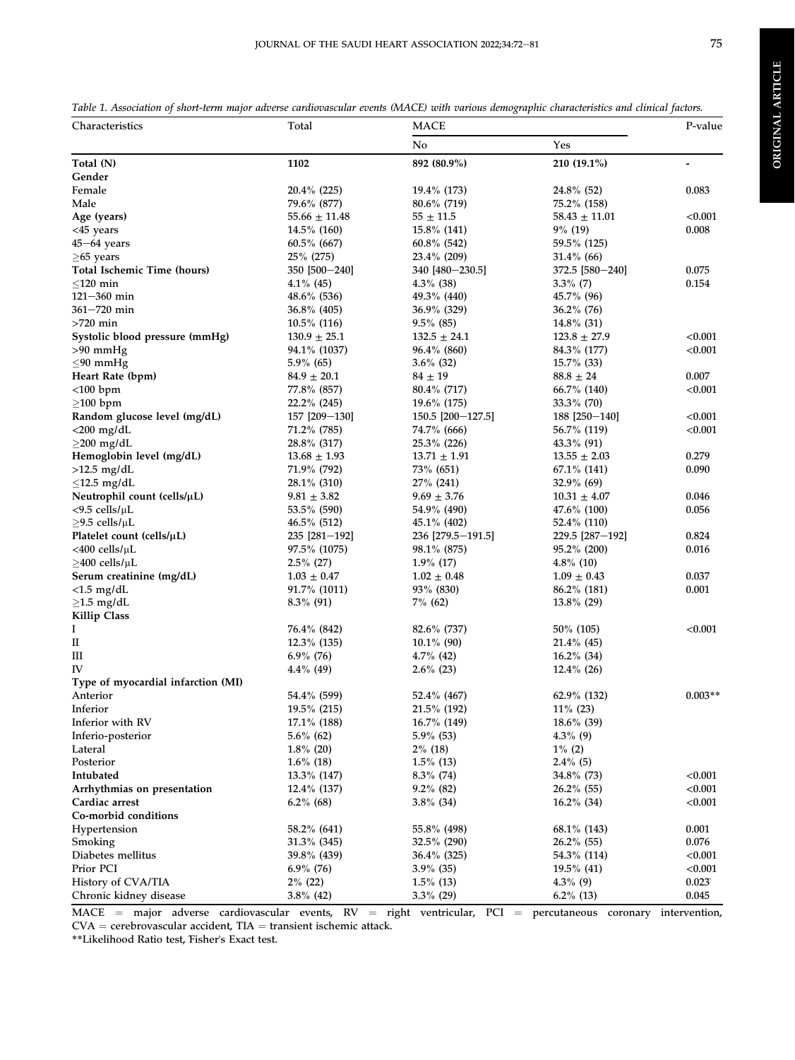*Table 1. Association of short-term major adverse cardiovascular events (MACE) with various demographic characteristics and clinical factors.*

| Characteristics | Total | MACE | | P-value |
|---|---|---|---|---|
| | | No | Yes | |
| **Total (N)** | **1102** | **892 (80.9%)** | **210 (19.1%)** | **-** |
| **Gender** | | | | |
| Female | 20.4% (225) | 19.4% (173) | 24.8% (52) | 0.083 |
| Male | 79.6% (877) | 80.6% (719) | 75.2% (158) | |
| **Age (years)** | 55.66 ± 11.48 | 55 ± 11.5 | 58.43 ± 11.01 | <0.001 |
| <45 years | 14.5% (160) | 15.8% (141) | 9% (19) | 0.008 |
| 45–64 years | 60.5% (667) | 60.8% (542) | 59.5% (125) | |
| ≥65 years | 25% (275) | 23.4% (209) | 31.4% (66) | |
| **Total Ischemic Time (hours)** | 350 [500–240] | 340 [480–230.5] | 372.5 [580–240] | 0.075 |
| ≤120 min | 4.1% (45) | 4.3% (38) | 3.3% (7) | 0.154 |
| 121–360 min | 48.6% (536) | 49.3% (440) | 45.7% (96) | |
| 361–720 min | 36.8% (405) | 36.9% (329) | 36.2% (76) | |
| >720 min | 10.5% (116) | 9.5% (85) | 14.8% (31) | |
| **Systolic blood pressure (mmHg)** | 130.9 ± 25.1 | 132.5 ± 24.1 | 123.8 ± 27.9 | <0.001 |
| >90 mmHg | 94.1% (1037) | 96.4% (860) | 84.3% (177) | <0.001 |
| ≤90 mmHg | 5.9% (65) | 3.6% (32) | 15.7% (33) | |
| **Heart Rate (bpm)** | 84.9 ± 20.1 | 84 ± 19 | 88.8 ± 24 | 0.007 |
| <100 bpm | 77.8% (857) | 80.4% (717) | 66.7% (140) | <0.001 |
| ≥100 bpm | 22.2% (245) | 19.6% (175) | 33.3% (70) | |
| **Random glucose level (mg/dL)** | 157 [209–130] | 150.5 [200–127.5] | 188 [250–140] | <0.001 |
| <200 mg/dL | 71.2% (785) | 74.7% (666) | 56.7% (119) | <0.001 |
| ≥200 mg/dL | 28.8% (317) | 25.3% (226) | 43.3% (91) | |
| **Hemoglobin level (mg/dL)** | 13.68 ± 1.93 | 13.71 ± 1.91 | 13.55 ± 2.03 | 0.279 |
| >12.5 mg/dL | 71.9% (792) | 73% (651) | 67.1% (141) | 0.090 |
| ≤12.5 mg/dL | 28.1% (310) | 27% (241) | 32.9% (69) | |
| **Neutrophil count (cells/μL)** | 9.81 ± 3.82 | 9.69 ± 3.76 | 10.31 ± 4.07 | 0.046 |
| <9.5 cells/μL | 53.5% (590) | 54.9% (490) | 47.6% (100) | 0.056 |
| ≥9.5 cells/μL | 46.5% (512) | 45.1% (402) | 52.4% (110) | |
| **Platelet count (cells/μL)** | 235 [281–192] | 236 [279.5–191.5] | 229.5 [287–192] | 0.824 |
| <400 cells/μL | 97.5% (1075) | 98.1% (875) | 95.2% (200) | 0.016 |
| ≥400 cells/μL | 2.5% (27) | 1.9% (17) | 4.8% (10) | |
| **Serum creatinine (mg/dL)** | 1.03 ± 0.47 | 1.02 ± 0.48 | 1.09 ± 0.43 | 0.037 |
| <1.5 mg/dL | 91.7% (1011) | 93% (830) | 86.2% (181) | 0.001 |
| ≥1.5 mg/dL | 8.3% (91) | 7% (62) | 13.8% (29) | |
| **Killip Class** | | | | |
| I | 76.4% (842) | 82.6% (737) | 50% (105) | <0.001 |
| II | 12.3% (135) | 10.1% (90) | 21.4% (45) | |
| III | 6.9% (76) | 4.7% (42) | 16.2% (34) | |
| IV | 4.4% (49) | 2.6% (23) | 12.4% (26) | |
| **Type of myocardial infarction (MI)** | | | | |
| Anterior | 54.4% (599) | 52.4% (467) | 62.9% (132) | 0.003** |
| Inferior | 19.5% (215) | 21.5% (192) | 11% (23) | |
| Inferior with RV | 17.1% (188) | 16.7% (149) | 18.6% (39) | |
| Inferio-posterior | 5.6% (62) | 5.9% (53) | 4.3% (9) | |
| Lateral | 1.8% (20) | 2% (18) | 1% (2) | |
| Posterior | 1.6% (18) | 1.5% (13) | 2.4% (5) | |
| **Intubated** | 13.3% (147) | 8.3% (74) | 34.8% (73) | <0.001 |
| **Arrhythmias on presentation** | 12.4% (137) | 9.2% (82) | 26.2% (55) | <0.001 |
| **Cardiac arrest** | 6.2% (68) | 3.8% (34) | 16.2% (34) | <0.001 |
| **Co-morbid conditions** | | | | |
| Hypertension | 58.2% (641) | 55.8% (498) | 68.1% (143) | 0.001 |
| Smoking | 31.3% (345) | 32.5% (290) | 26.2% (55) | 0.076 |
| Diabetes mellitus | 39.8% (439) | 36.4% (325) | 54.3% (114) | <0.001 |
| Prior PCI | 6.9% (76) | 3.9% (35) | 19.5% (41) | <0.001 |
| History of CVA/TIA | 2% (22) | 1.5% (13) | 4.3% (9) | 0.023 |
| Chronic kidney disease | 3.8% (42) | 3.3% (29) | 6.2% (13) | 0.045 |

MACE = major adverse cardiovascular events, RV = right ventricular, PCI = percutaneous coronary intervention, CVA = cerebrovascular accident, TIA = transient ischemic attack.

**Likelihood Ratio test, Fisher's Exact test.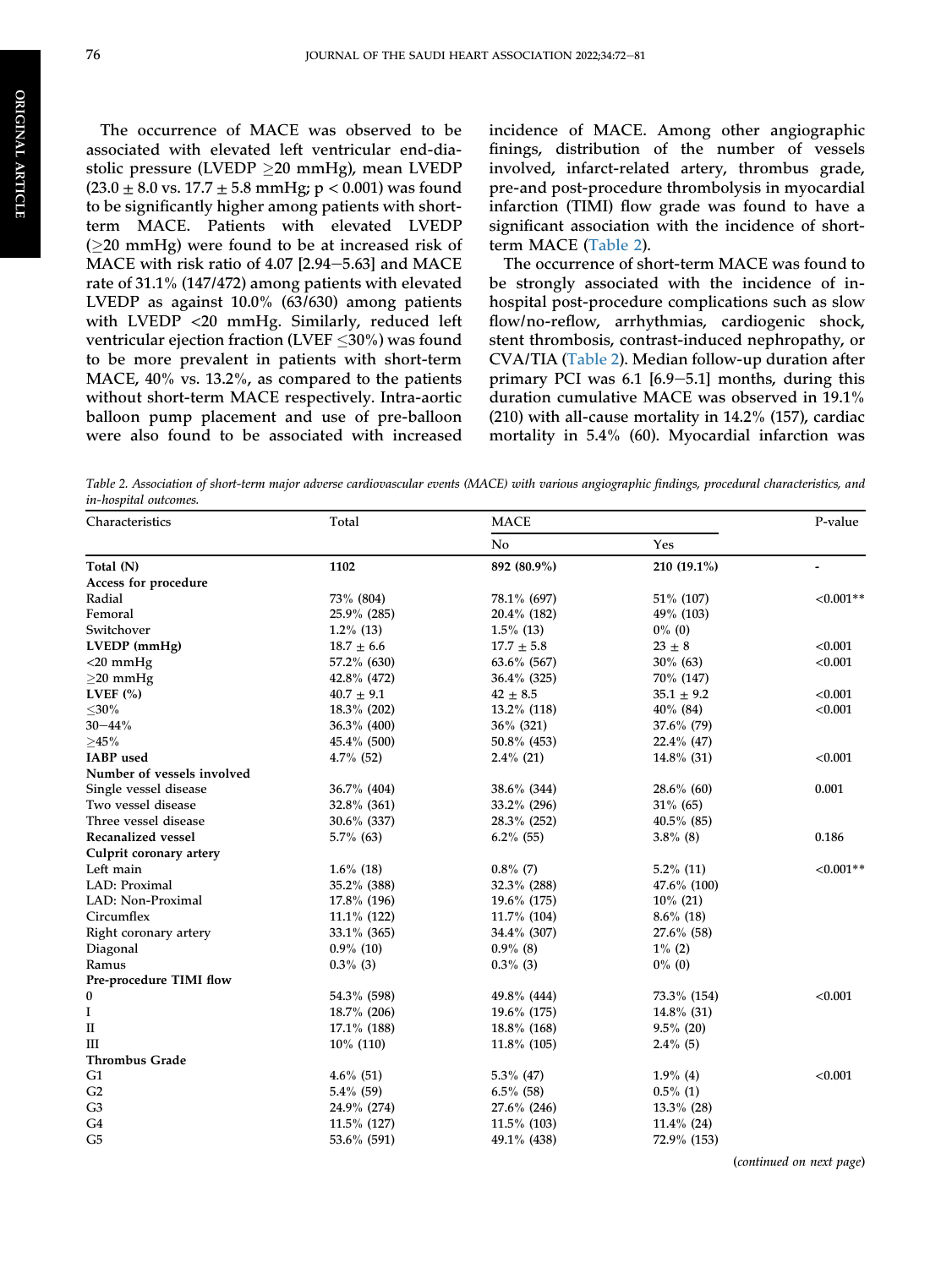The occurrence of MACE was observed to be associated with elevated left ventricular end-diastolic pressure (LVEDP ≥20 mmHg), mean LVEDP (23.0 ± 8.0 vs. 17.7 ± 5.8 mmHg; $p < 0.001$) was found to be significantly higher among patients with short-term MACE. Patients with elevated LVEDP (≥20 mmHg) were found to be at increased risk of MACE with risk ratio of 4.07 [2.94–5.63] and MACE rate of 31.1% (147/472) among patients with elevated LVEDP as against 10.0% (63/630) among patients with LVEDP <20 mmHg. Similarly, reduced left ventricular ejection fraction (LVEF ≤30%) was found to be more prevalent in patients with short-term MACE, 40% vs. 13.2%, as compared to the patients without short-term MACE respectively. Intra-aortic balloon pump placement and use of pre-balloon were also found to be associated with increased incidence of MACE. Among other angiographic finings, distribution of the number of vessels involved, infarct-related artery, thrombus grade, pre-and post-procedure thrombolysis in myocardial infarction (TIMI) flow grade was found to have a significant association with the incidence of short-term MACE (Table 2).

The occurrence of short-term MACE was found to be strongly associated with the incidence of in-hospital post-procedure complications such as slow flow/no-reflow, arrhythmias, cardiogenic shock, stent thrombosis, contrast-induced nephropathy, or CVA/TIA (Table 2). Median follow-up duration after primary PCI was 6.1 [6.9–5.1] months, during this duration cumulative MACE was observed in 19.1% (210) with all-cause mortality in 14.2% (157), cardiac mortality in 5.4% (60). Myocardial infarction was

*Table 2. Association of short-term major adverse cardiovascular events (MACE) with various angiographic findings, procedural characteristics, and in-hospital outcomes.*

| Characteristics | Total | MACE | | P-value |
|---|---|---|---|---|
| | | No | Yes | |
| **Total (N)** | **1102** | **892 (80.9%)** | **210 (19.1%)** | **-** |
| **Access for procedure** | | | | |
| Radial | 73% (804) | 78.1% (697) | 51% (107) | <0.001** |
| Femoral | 25.9% (285) | 20.4% (182) | 49% (103) | |
| Switchover | 1.2% (13) | 1.5% (13) | 0% (0) | |
| **LVEDP (mmHg)** | 18.7 ± 6.6 | 17.7 ± 5.8 | 23 ± 8 | <0.001 |
| <20 mmHg | 57.2% (630) | 63.6% (567) | 30% (63) | <0.001 |
| ≥20 mmHg | 42.8% (472) | 36.4% (325) | 70% (147) | |
| **LVEF (%)** | 40.7 ± 9.1 | 42 ± 8.5 | 35.1 ± 9.2 | <0.001 |
| ≤30% | 18.3% (202) | 13.2% (118) | 40% (84) | <0.001 |
| 30–44% | 36.3% (400) | 36% (321) | 37.6% (79) | |
| ≥45% | 45.4% (500) | 50.8% (453) | 22.4% (47) | |
| **IABP used** | 4.7% (52) | 2.4% (21) | 14.8% (31) | <0.001 |
| **Number of vessels involved** | | | | |
| Single vessel disease | 36.7% (404) | 38.6% (344) | 28.6% (60) | 0.001 |
| Two vessel disease | 32.8% (361) | 33.2% (296) | 31% (65) | |
| Three vessel disease | 30.6% (337) | 28.3% (252) | 40.5% (85) | |
| **Recanalized vessel** | 5.7% (63) | 6.2% (55) | 3.8% (8) | 0.186 |
| **Culprit coronary artery** | | | | |
| Left main | 1.6% (18) | 0.8% (7) | 5.2% (11) | <0.001** |
| LAD: Proximal | 35.2% (388) | 32.3% (288) | 47.6% (100) | |
| LAD: Non-Proximal | 17.8% (196) | 19.6% (175) | 10% (21) | |
| Circumflex | 11.1% (122) | 11.7% (104) | 8.6% (18) | |
| Right coronary artery | 33.1% (365) | 34.4% (307) | 27.6% (58) | |
| Diagonal | 0.9% (10) | 0.9% (8) | 1% (2) | |
| Ramus | 0.3% (3) | 0.3% (3) | 0% (0) | |
| **Pre-procedure TIMI flow** | | | | |
| 0 | 54.3% (598) | 49.8% (444) | 73.3% (154) | <0.001 |
| I | 18.7% (206) | 19.6% (175) | 14.8% (31) | |
| II | 17.1% (188) | 18.8% (168) | 9.5% (20) | |
| III | 10% (110) | 11.8% (105) | 2.4% (5) | |
| **Thrombus Grade** | | | | |
| G1 | 4.6% (51) | 5.3% (47) | 1.9% (4) | <0.001 |
| G2 | 5.4% (59) | 6.5% (58) | 0.5% (1) | |
| G3 | 24.9% (274) | 27.6% (246) | 13.3% (28) | |
| G4 | 11.5% (127) | 11.5% (103) | 11.4% (24) | |
| G5 | 53.6% (591) | 49.1% (438) | 72.9% (153) | |

(*continued on next page*)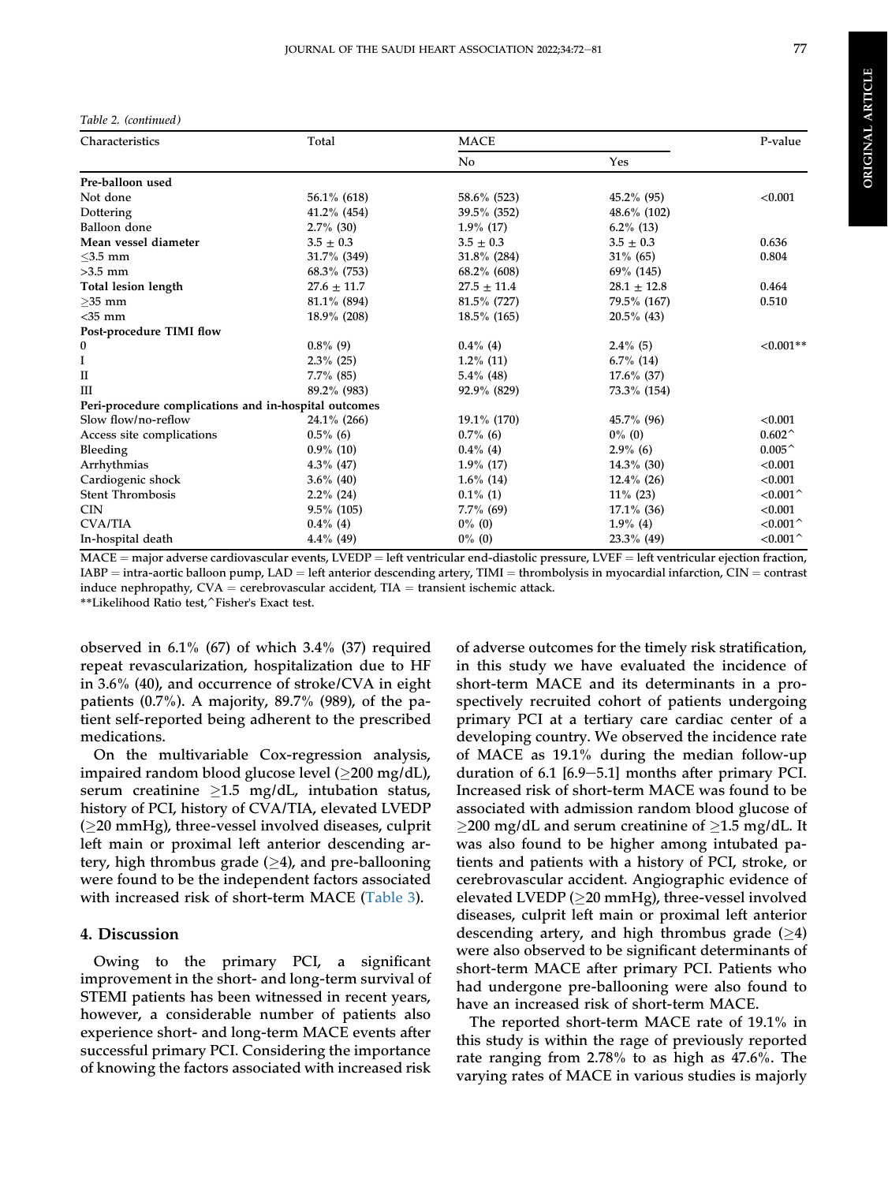*Table 2. (continued)*

| Characteristics | Total | MACE | | P-value |
|---|---|---|---|---|
| | | No | Yes | |
| **Pre-balloon used** | | | | |
| Not done | 56.1% (618) | 58.6% (523) | 45.2% (95) | <0.001 |
| Dottering | 41.2% (454) | 39.5% (352) | 48.6% (102) | |
| Balloon done | 2.7% (30) | 1.9% (17) | 6.2% (13) | |
| **Mean vessel diameter** | 3.5 ± 0.3 | 3.5 ± 0.3 | 3.5 ± 0.3 | 0.636 |
| ≤3.5 mm | 31.7% (349) | 31.8% (284) | 31% (65) | 0.804 |
| >3.5 mm | 68.3% (753) | 68.2% (608) | 69% (145) | |
| **Total lesion length** | 27.6 ± 11.7 | 27.5 ± 11.4 | 28.1 ± 12.8 | 0.464 |
| ≥35 mm | 81.1% (894) | 81.5% (727) | 79.5% (167) | 0.510 |
| <35 mm | 18.9% (208) | 18.5% (165) | 20.5% (43) | |
| **Post-procedure TIMI flow** | | | | |
| 0 | 0.8% (9) | 0.4% (4) | 2.4% (5) | <0.001** |
| I | 2.3% (25) | 1.2% (11) | 6.7% (14) | |
| II | 7.7% (85) | 5.4% (48) | 17.6% (37) | |
| III | 89.2% (983) | 92.9% (829) | 73.3% (154) | |
| **Peri-procedure complications and in-hospital outcomes** | | | | |
| Slow flow/no-reflow | 24.1% (266) | 19.1% (170) | 45.7% (96) | <0.001 |
| Access site complications | 0.5% (6) | 0.7% (6) | 0% (0) | 0.602^ |
| Bleeding | 0.9% (10) | 0.4% (4) | 2.9% (6) | 0.005^ |
| Arrhythmias | 4.3% (47) | 1.9% (17) | 14.3% (30) | <0.001 |
| Cardiogenic shock | 3.6% (40) | 1.6% (14) | 12.4% (26) | <0.001 |
| Stent Thrombosis | 2.2% (24) | 0.1% (1) | 11% (23) | <0.001^ |
| CIN | 9.5% (105) | 7.7% (69) | 17.1% (36) | <0.001 |
| CVA/TIA | 0.4% (4) | 0% (0) | 1.9% (4) | <0.001^ |
| In-hospital death | 4.4% (49) | 0% (0) | 23.3% (49) | <0.001^ |

MACE = major adverse cardiovascular events, LVEDP = left ventricular end-diastolic pressure, LVEF = left ventricular ejection fraction, IABP = intra-aortic balloon pump, LAD = left anterior descending artery, TIMI = thrombolysis in myocardial infarction, CIN = contrast induce nephropathy, CVA = cerebrovascular accident, TIA = transient ischemic attack.
**Likelihood Ratio test,^Fisher's Exact test.

observed in 6.1% (67) of which 3.4% (37) required repeat revascularization, hospitalization due to HF in 3.6% (40), and occurrence of stroke/CVA in eight patients (0.7%). A majority, 89.7% (989), of the patient self-reported being adherent to the prescribed medications.

On the multivariable Cox-regression analysis, impaired random blood glucose level (≥200 mg/dL), serum creatinine ≥1.5 mg/dL, intubation status, history of PCI, history of CVA/TIA, elevated LVEDP (≥20 mmHg), three-vessel involved diseases, culprit left main or proximal left anterior descending artery, high thrombus grade (≥4), and pre-ballooning were found to be the independent factors associated with increased risk of short-term MACE (Table 3).

## 4. Discussion

Owing to the primary PCI, a significant improvement in the short- and long-term survival of STEMI patients has been witnessed in recent years, however, a considerable number of patients also experience short- and long-term MACE events after successful primary PCI. Considering the importance of knowing the factors associated with increased risk of adverse outcomes for the timely risk stratification, in this study we have evaluated the incidence of short-term MACE and its determinants in a prospectively recruited cohort of patients undergoing primary PCI at a tertiary care cardiac center of a developing country. We observed the incidence rate of MACE as 19.1% during the median follow-up duration of 6.1 [6.9–5.1] months after primary PCI. Increased risk of short-term MACE was found to be associated with admission random blood glucose of ≥200 mg/dL and serum creatinine of ≥1.5 mg/dL. It was also found to be higher among intubated patients and patients with a history of PCI, stroke, or cerebrovascular accident. Angiographic evidence of elevated LVEDP (≥20 mmHg), three-vessel involved diseases, culprit left main or proximal left anterior descending artery, and high thrombus grade (≥4) were also observed to be significant determinants of short-term MACE after primary PCI. Patients who had undergone pre-ballooning were also found to have an increased risk of short-term MACE.

The reported short-term MACE rate of 19.1% in this study is within the rage of previously reported rate ranging from 2.78% to as high as 47.6%. The varying rates of MACE in various studies is majorly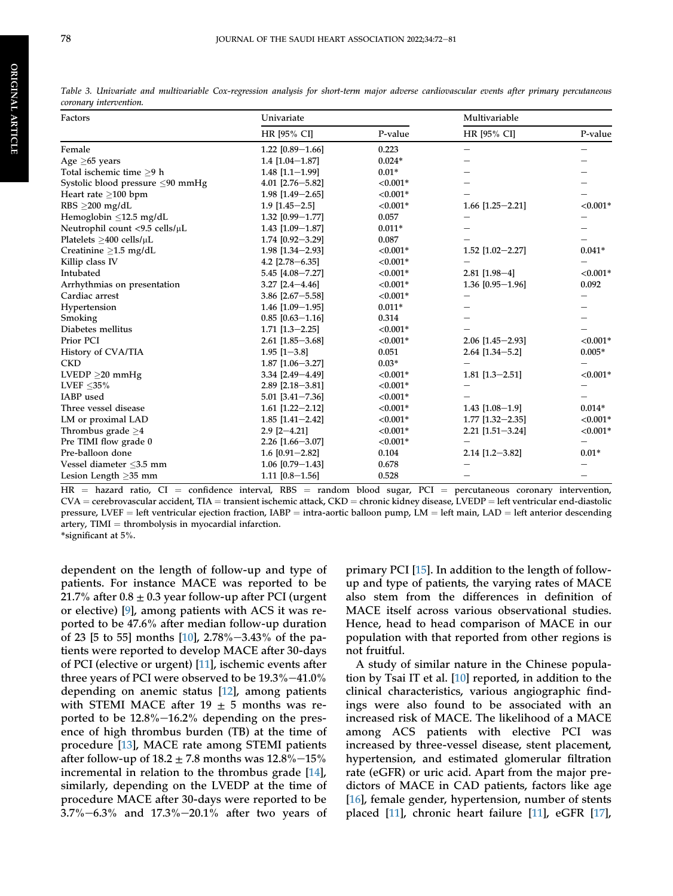Table 3. Univariate and multivariable Cox-regression analysis for short-term major adverse cardiovascular events after primary percutaneous coronary intervention.

| Factors | Univariate | | Multivariable | |
|---|---|---|---|---|
| | HR [95% CI] | P-value | HR [95% CI] | P-value |
| Female | 1.22 [0.89–1.66] | 0.223 | – | – |
| Age ≥65 years | 1.4 [1.04–1.87] | 0.024* | – | – |
| Total ischemic time ≥9 h | 1.48 [1.1–1.99] | 0.01* | – | – |
| Systolic blood pressure ≤90 mmHg | 4.01 [2.76–5.82] | <0.001* | – | – |
| Heart rate ≥100 bpm | 1.98 [1.49–2.65] | <0.001* | – | – |
| RBS ≥200 mg/dL | 1.9 [1.45–2.5] | <0.001* | 1.66 [1.25–2.21] | <0.001* |
| Hemoglobin ≤12.5 mg/dL | 1.32 [0.99–1.77] | 0.057 | – | – |
| Neutrophil count <9.5 cells/μL | 1.43 [1.09–1.87] | 0.011* | – | – |
| Platelets ≥400 cells/μL | 1.74 [0.92–3.29] | 0.087 | – | – |
| Creatinine ≥1.5 mg/dL | 1.98 [1.34–2.93] | <0.001* | 1.52 [1.02–2.27] | 0.041* |
| Killip class IV | 4.2 [2.78–6.35] | <0.001* | – | – |
| Intubated | 5.45 [4.08–7.27] | <0.001* | 2.81 [1.98–4] | <0.001* |
| Arrhythmias on presentation | 3.27 [2.4–4.46] | <0.001* | 1.36 [0.95–1.96] | 0.092 |
| Cardiac arrest | 3.86 [2.67–5.58] | <0.001* | – | – |
| Hypertension | 1.46 [1.09–1.95] | 0.011* | – | – |
| Smoking | 0.85 [0.63–1.16] | 0.314 | – | – |
| Diabetes mellitus | 1.71 [1.3–2.25] | <0.001* | – | – |
| Prior PCI | 2.61 [1.85–3.68] | <0.001* | 2.06 [1.45–2.93] | <0.001* |
| History of CVA/TIA | 1.95 [1–3.8] | 0.051 | 2.64 [1.34–5.2] | 0.005* |
| CKD | 1.87 [1.06–3.27] | 0.03* | – | – |
| LVEDP ≥20 mmHg | 3.34 [2.49–4.49] | <0.001* | 1.81 [1.3–2.51] | <0.001* |
| LVEF ≤35% | 2.89 [2.18–3.81] | <0.001* | – | – |
| IABP used | 5.01 [3.41–7.36] | <0.001* | – | – |
| Three vessel disease | 1.61 [1.22–2.12] | <0.001* | 1.43 [1.08–1.9] | 0.014* |
| LM or proximal LAD | 1.85 [1.41–2.42] | <0.001* | 1.77 [1.32–2.35] | <0.001* |
| Thrombus grade ≥4 | 2.9 [2–4.21] | <0.001* | 2.21 [1.51–3.24] | <0.001* |
| Pre TIMI flow grade 0 | 2.26 [1.66–3.07] | <0.001* | – | – |
| Pre-balloon done | 1.6 [0.91–2.82] | 0.104 | 2.14 [1.2–3.82] | 0.01* |
| Vessel diameter ≤3.5 mm | 1.06 [0.79–1.43] | 0.678 | – | – |
| Lesion Length ≥35 mm | 1.11 [0.8–1.56] | 0.528 | – | – |

HR = hazard ratio, CI = confidence interval, RBS = random blood sugar, PCI = percutaneous coronary intervention, CVA = cerebrovascular accident, TIA = transient ischemic attack, CKD = chronic kidney disease, LVEDP = left ventricular end-diastolic pressure, LVEF = left ventricular ejection fraction, IABP = intra-aortic balloon pump, LM = left main, LAD = left anterior descending artery, TIMI = thrombolysis in myocardial infarction.
*significant at 5%.

dependent on the length of follow-up and type of patients. For instance MACE was reported to be 21.7% after 0.8 ± 0.3 year follow-up after PCI (urgent or elective) [9], among patients with ACS it was reported to be 47.6% after median follow-up duration of 23 [5 to 55] months [10], 2.78%–3.43% of the patients were reported to develop MACE after 30-days of PCI (elective or urgent) [11], ischemic events after three years of PCI were observed to be 19.3%–41.0% depending on anemic status [12], among patients with STEMI MACE after 19 ± 5 months was reported to be 12.8%–16.2% depending on the presence of high thrombus burden (TB) at the time of procedure [13], MACE rate among STEMI patients after follow-up of 18.2 ± 7.8 months was 12.8%–15% incremental in relation to the thrombus grade [14], similarly, depending on the LVEDP at the time of procedure MACE after 30-days were reported to be 3.7%–6.3% and 17.3%–20.1% after two years of primary PCI [15]. In addition to the length of follow-up and type of patients, the varying rates of MACE also stem from the differences in definition of MACE itself across various observational studies. Hence, head to head comparison of MACE in our population with that reported from other regions is not fruitful.

A study of similar nature in the Chinese population by Tsai IT et al. [10] reported, in addition to the clinical characteristics, various angiographic findings were also found to be associated with an increased risk of MACE. The likelihood of a MACE among ACS patients with elective PCI was increased by three-vessel disease, stent placement, hypertension, and estimated glomerular filtration rate (eGFR) or uric acid. Apart from the major predictors of MACE in CAD patients, factors like age [16], female gender, hypertension, number of stents placed [11], chronic heart failure [11], eGFR [17],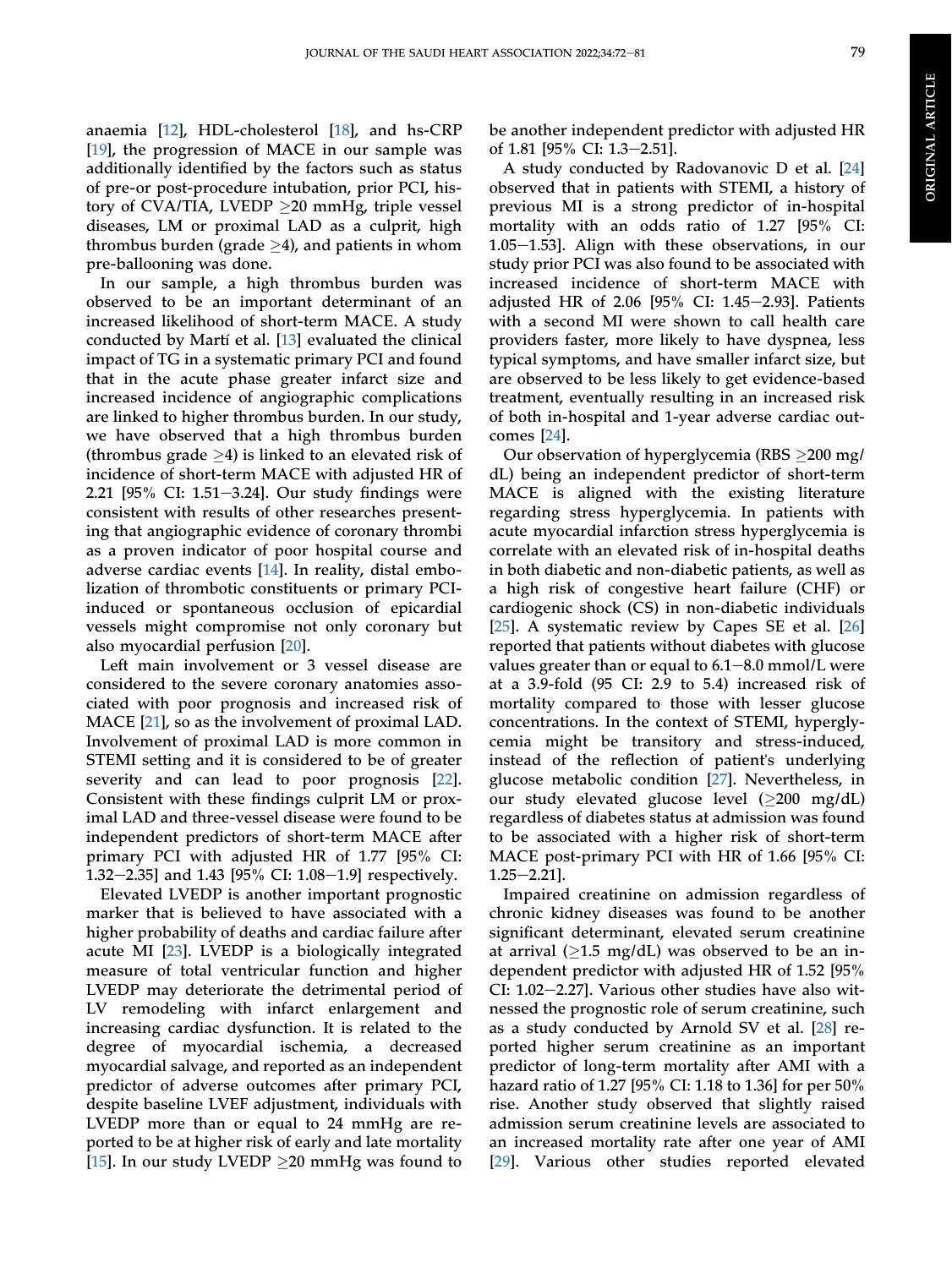anaemia [12], HDL-cholesterol [18], and hs-CRP [19], the progression of MACE in our sample was additionally identified by the factors such as status of pre-or post-procedure intubation, prior PCI, history of CVA/TIA, LVEDP ≥20 mmHg, triple vessel diseases, LM or proximal LAD as a culprit, high thrombus burden (grade ≥4), and patients in whom pre-ballooning was done.

In our sample, a high thrombus burden was observed to be an important determinant of an increased likelihood of short-term MACE. A study conducted by Martí et al. [13] evaluated the clinical impact of TG in a systematic primary PCI and found that in the acute phase greater infarct size and increased incidence of angiographic complications are linked to higher thrombus burden. In our study, we have observed that a high thrombus burden (thrombus grade ≥4) is linked to an elevated risk of incidence of short-term MACE with adjusted HR of 2.21 [95% CI: 1.51−3.24]. Our study findings were consistent with results of other researches presenting that angiographic evidence of coronary thrombi as a proven indicator of poor hospital course and adverse cardiac events [14]. In reality, distal embolization of thrombotic constituents or primary PCI-induced or spontaneous occlusion of epicardial vessels might compromise not only coronary but also myocardial perfusion [20].

Left main involvement or 3 vessel disease are considered to the severe coronary anatomies associated with poor prognosis and increased risk of MACE [21], so as the involvement of proximal LAD. Involvement of proximal LAD is more common in STEMI setting and it is considered to be of greater severity and can lead to poor prognosis [22]. Consistent with these findings culprit LM or proximal LAD and three-vessel disease were found to be independent predictors of short-term MACE after primary PCI with adjusted HR of 1.77 [95% CI: 1.32−2.35] and 1.43 [95% CI: 1.08−1.9] respectively.

Elevated LVEDP is another important prognostic marker that is believed to have associated with a higher probability of deaths and cardiac failure after acute MI [23]. LVEDP is a biologically integrated measure of total ventricular function and higher LVEDP may deteriorate the detrimental period of LV remodeling with infarct enlargement and increasing cardiac dysfunction. It is related to the degree of myocardial ischemia, a decreased myocardial salvage, and reported as an independent predictor of adverse outcomes after primary PCI, despite baseline LVEF adjustment, individuals with LVEDP more than or equal to 24 mmHg are reported to be at higher risk of early and late mortality [15]. In our study LVEDP ≥20 mmHg was found to be another independent predictor with adjusted HR of 1.81 [95% CI: 1.3−2.51].

A study conducted by Radovanovic D et al. [24] observed that in patients with STEMI, a history of previous MI is a strong predictor of in-hospital mortality with an odds ratio of 1.27 [95% CI: 1.05−1.53]. Align with these observations, in our study prior PCI was also found to be associated with increased incidence of short-term MACE with adjusted HR of 2.06 [95% CI: 1.45−2.93]. Patients with a second MI were shown to call health care providers faster, more likely to have dyspnea, less typical symptoms, and have smaller infarct size, but are observed to be less likely to get evidence-based treatment, eventually resulting in an increased risk of both in-hospital and 1-year adverse cardiac outcomes [24].

Our observation of hyperglycemia (RBS ≥200 mg/dL) being an independent predictor of short-term MACE is aligned with the existing literature regarding stress hyperglycemia. In patients with acute myocardial infarction stress hyperglycemia is correlate with an elevated risk of in-hospital deaths in both diabetic and non-diabetic patients, as well as a high risk of congestive heart failure (CHF) or cardiogenic shock (CS) in non-diabetic individuals [25]. A systematic review by Capes SE et al. [26] reported that patients without diabetes with glucose values greater than or equal to 6.1−8.0 mmol/L were at a 3.9-fold (95 CI: 2.9 to 5.4) increased risk of mortality compared to those with lesser glucose concentrations. In the context of STEMI, hyperglycemia might be transitory and stress-induced, instead of the reflection of patient's underlying glucose metabolic condition [27]. Nevertheless, in our study elevated glucose level (≥200 mg/dL) regardless of diabetes status at admission was found to be associated with a higher risk of short-term MACE post-primary PCI with HR of 1.66 [95% CI: 1.25−2.21].

Impaired creatinine on admission regardless of chronic kidney diseases was found to be another significant determinant, elevated serum creatinine at arrival (≥1.5 mg/dL) was observed to be an independent predictor with adjusted HR of 1.52 [95% CI: 1.02−2.27]. Various other studies have also witnessed the prognostic role of serum creatinine, such as a study conducted by Arnold SV et al. [28] reported higher serum creatinine as an important predictor of long-term mortality after AMI with a hazard ratio of 1.27 [95% CI: 1.18 to 1.36] for per 50% rise. Another study observed that slightly raised admission serum creatinine levels are associated to an increased mortality rate after one year of AMI [29]. Various other studies reported elevated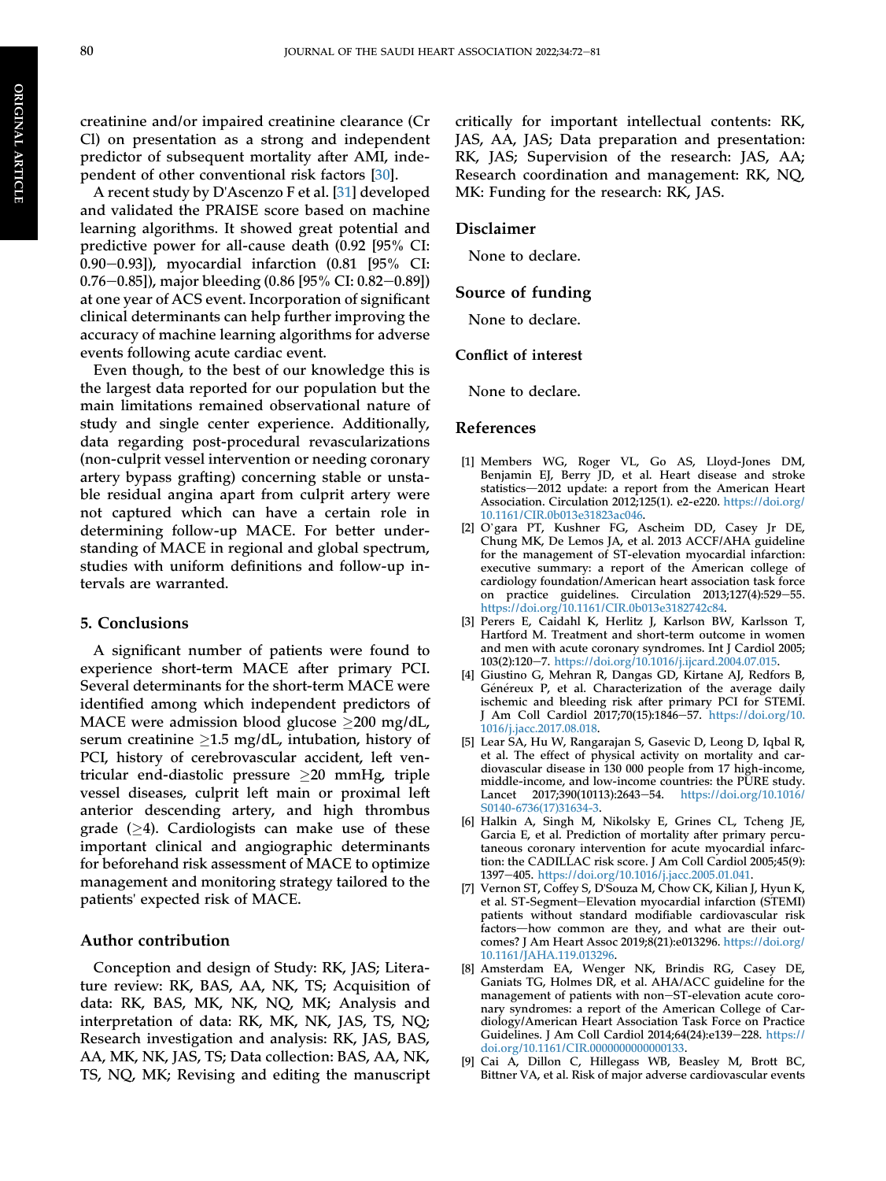creatinine and/or impaired creatinine clearance (Cr Cl) on presentation as a strong and independent predictor of subsequent mortality after AMI, independent of other conventional risk factors [30].

A recent study by D'Ascenzo F et al. [31] developed and validated the PRAISE score based on machine learning algorithms. It showed great potential and predictive power for all-cause death (0.92 [95% CI: 0.90−0.93]), myocardial infarction (0.81 [95% CI: 0.76−0.85]), major bleeding (0.86 [95% CI: 0.82−0.89]) at one year of ACS event. Incorporation of significant clinical determinants can help further improving the accuracy of machine learning algorithms for adverse events following acute cardiac event.

Even though, to the best of our knowledge this is the largest data reported for our population but the main limitations remained observational nature of study and single center experience. Additionally, data regarding post-procedural revascularizations (non-culprit vessel intervention or needing coronary artery bypass grafting) concerning stable or unstable residual angina apart from culprit artery were not captured which can have a certain role in determining follow-up MACE. For better understanding of MACE in regional and global spectrum, studies with uniform definitions and follow-up intervals are warranted.

## 5. Conclusions

A significant number of patients were found to experience short-term MACE after primary PCI. Several determinants for the short-term MACE were identified among which independent predictors of MACE were admission blood glucose ≥200 mg/dL, serum creatinine ≥1.5 mg/dL, intubation, history of PCI, history of cerebrovascular accident, left ventricular end-diastolic pressure ≥20 mmHg, triple vessel diseases, culprit left main or proximal left anterior descending artery, and high thrombus grade (≥4). Cardiologists can make use of these important clinical and angiographic determinants for beforehand risk assessment of MACE to optimize management and monitoring strategy tailored to the patients' expected risk of MACE.

## Author contribution

Conception and design of Study: RK, JAS; Literature review: RK, BAS, AA, NK, TS; Acquisition of data: RK, BAS, MK, NK, NQ, MK; Analysis and interpretation of data: RK, MK, NK, JAS, TS, NQ; Research investigation and analysis: RK, JAS, BAS, AA, MK, NK, JAS, TS; Data collection: BAS, AA, NK, TS, NQ, MK; Revising and editing the manuscript critically for important intellectual contents: RK, JAS, AA, JAS; Data preparation and presentation: RK, JAS; Supervision of the research: JAS, AA; Research coordination and management: RK, NQ, MK: Funding for the research: RK, JAS.

## Disclaimer

None to declare.

## Source of funding

None to declare.

## Conflict of interest

None to declare.

## References

[1] Members WG, Roger VL, Go AS, Lloyd-Jones DM, Benjamin EJ, Berry JD, et al. Heart disease and stroke statistics—2012 update: a report from the American Heart Association. Circulation 2012;125(1). e2-e220. https://doi.org/10.1161/CIR.0b013e31823ac046.

[2] O'gara PT, Kushner FG, Ascheim DD, Casey Jr DE, Chung MK, De Lemos JA, et al. 2013 ACCF/AHA guideline for the management of ST-elevation myocardial infarction: executive summary: a report of the American college of cardiology foundation/American heart association task force on practice guidelines. Circulation 2013;127(4):529−55. https://doi.org/10.1161/CIR.0b013e3182742c84.

[3] Perers E, Caidahl K, Herlitz J, Karlsson BW, Karlsson T, Hartford M. Treatment and short-term outcome in women and men with acute coronary syndromes. Int J Cardiol 2005; 103(2):120−7. https://doi.org/10.1016/j.ijcard.2004.07.015.

[4] Giustino G, Mehran R, Dangas GD, Kirtane AJ, Redfors B, Généreux P, et al. Characterization of the average daily ischemic and bleeding risk after primary PCI for STEMI. J Am Coll Cardiol 2017;70(15):1846−57. https://doi.org/10.1016/j.jacc.2017.08.018.

[5] Lear SA, Hu W, Rangarajan S, Gasevic D, Leong D, Iqbal R, et al. The effect of physical activity on mortality and cardiovascular disease in 130 000 people from 17 high-income, middle-income, and low-income countries: the PURE study. Lancet 2017;390(10113):2643−54. https://doi.org/10.1016/S0140-6736(17)31634-3.

[6] Halkin A, Singh M, Nikolsky E, Grines CL, Tcheng JE, Garcia E, et al. Prediction of mortality after primary percutaneous coronary intervention for acute myocardial infarction: the CADILLAC risk score. J Am Coll Cardiol 2005;45(9): 1397−405. https://doi.org/10.1016/j.jacc.2005.01.041.

[7] Vernon ST, Coffey S, D'Souza M, Chow CK, Kilian J, Hyun K, et al. ST-Segment−Elevation myocardial infarction (STEMI) patients without standard modifiable cardiovascular risk factors—how common are they, and what are their outcomes? J Am Heart Assoc 2019;8(21):e013296. https://doi.org/10.1161/JAHA.119.013296.

[8] Amsterdam EA, Wenger NK, Brindis RG, Casey DE, Ganiats TG, Holmes DR, et al. AHA/ACC guideline for the management of patients with non−ST-elevation acute coronary syndromes: a report of the American College of Cardiology/American Heart Association Task Force on Practice Guidelines. J Am Coll Cardiol 2014;64(24):e139−228. https://doi.org/10.1161/CIR.0000000000000133.

[9] Cai A, Dillon C, Hillegass WB, Beasley M, Brott BC, Bittner VA, et al. Risk of major adverse cardiovascular events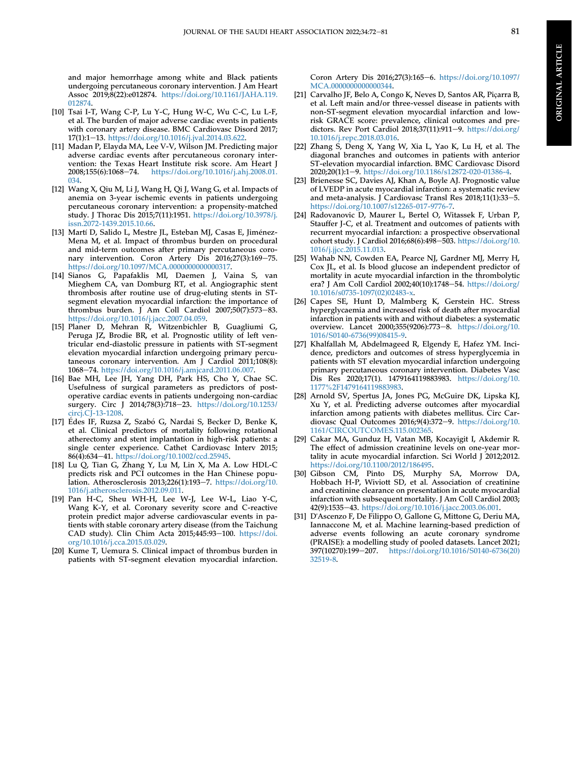and major hemorrhage among white and Black patients undergoing percutaneous coronary intervention. J Am Heart Assoc 2019;8(22):e012874. https://doi.org/10.1161/JAHA.119.012874.

[10] Tsai I-T, Wang C-P, Lu Y-C, Hung W-C, Wu C-C, Lu L-F, et al. The burden of major adverse cardiac events in patients with coronary artery disease. BMC Cardiovasc Disord 2017;17(1):1–13. https://doi.org/10.1016/j.jval.2014.03.622.

[11] Madan P, Elayda MA, Lee V-V, Wilson JM. Predicting major adverse cardiac events after percutaneous coronary intervention: the Texas Heart Institute risk score. Am Heart J 2008;155(6):1068–74. https://doi.org/10.1016/j.ahj.2008.01.034.

[12] Wang X, Qiu M, Li J, Wang H, Qi J, Wang G, et al. Impacts of anemia on 3-year ischemic events in patients undergoing percutaneous coronary intervention: a propensity-matched study. J Thorac Dis 2015;7(11):1951. https://doi.org/10.3978/j.issn.2072-1439.2015.10.66.

[13] Martí D, Salido L, Mestre JL, Esteban MJ, Casas E, Jiménez-Mena M, et al. Impact of thrombus burden on procedural and mid-term outcomes after primary percutaneous coronary intervention. Coron Artery Dis 2016;27(3):169–75. https://doi.org/10.1097/MCA.0000000000000317.

[14] Sianos G, Papafaklis MI, Daemen J, Vaina S, van Mieghem CA, van Domburg RT, et al. Angiographic stent thrombosis after routine use of drug-eluting stents in ST-segment elevation myocardial infarction: the importance of thrombus burden. J Am Coll Cardiol 2007;50(7):573–83. https://doi.org/10.1016/j.jacc.2007.04.059.

[15] Planer D, Mehran R, Witzenbichler B, Guagliumi G, Peruga JZ, Brodie BR, et al. Prognostic utility of left ventricular end-diastolic pressure in patients with ST-segment elevation myocardial infarction undergoing primary percutaneous coronary intervention. Am J Cardiol 2011;108(8):1068–74. https://doi.org/10.1016/j.amjcard.2011.06.007.

[16] Bae MH, Lee JH, Yang DH, Park HS, Cho Y, Chae SC. Usefulness of surgical parameters as predictors of postoperative cardiac events in patients undergoing non-cardiac surgery. Circ J 2014;78(3):718–23. https://doi.org/10.1253/circj.CJ-13-1208.

[17] Édes IF, Ruzsa Z, Szabó G, Nardai S, Becker D, Benke K, et al. Clinical predictors of mortality following rotational atherectomy and stent implantation in high-risk patients: a single center experience. Cathet Cardiovasc Interv 2015;86(4):634–41. https://doi.org/10.1002/ccd.25945.

[18] Lu Q, Tian G, Zhang Y, Lu M, Lin X, Ma A. Low HDL-C predicts risk and PCI outcomes in the Han Chinese population. Atherosclerosis 2013;226(1):193–7. https://doi.org/10.1016/j.atherosclerosis.2012.09.011.

[19] Pan H-C, Sheu WH-H, Lee W-J, Lee W-L, Liao Y-C, Wang K-Y, et al. Coronary severity score and C-reactive protein predict major adverse cardiovascular events in patients with stable coronary artery disease (from the Taichung CAD study). Clin Chim Acta 2015;445:93–100. https://doi.org/10.1016/j.cca.2015.03.029.

[20] Kume T, Uemura S. Clinical impact of thrombus burden in patients with ST-segment elevation myocardial infarction. Coron Artery Dis 2016;27(3):165–6. https://doi.org/10.1097/MCA.0000000000000344.

[21] Carvalho JF, Belo A, Congo K, Neves D, Santos AR, Piçarra B, et al. Left main and/or three-vessel disease in patients with non-ST-segment elevation myocardial infarction and low-risk GRACE score: prevalence, clinical outcomes and predictors. Rev Port Cardiol 2018;37(11):911–9. https://doi.org/10.1016/j.repc.2018.03.016.

[22] Zhang S, Deng X, Yang W, Xia L, Yao K, Lu H, et al. The diagonal branches and outcomes in patients with anterior ST-elevation myocardial infarction. BMC Cardiovasc Disord 2020;20(1):1–9. https://doi.org/10.1186/s12872-020-01386-4.

[23] Brienesse SC, Davies AJ, Khan A, Boyle AJ. Prognostic value of LVEDP in acute myocardial infarction: a systematic review and meta-analysis. J Cardiovasc Transl Res 2018;11(1):33–5. https://doi.org/10.1007/s12265-017-9776-7.

[24] Radovanovic D, Maurer L, Bertel O, Witassek F, Urban P, Stauffer J-C, et al. Treatment and outcomes of patients with recurrent myocardial infarction: a prospective observational cohort study. J Cardiol 2016;68(6):498–503. https://doi.org/10.1016/j.jjcc.2015.11.013.

[25] Wahab NN, Cowden EA, Pearce NJ, Gardner MJ, Merry H, Cox JL, et al. Is blood glucose an independent predictor of mortality in acute myocardial infarction in the thrombolytic era? J Am Coll Cardiol 2002;40(10):1748–54. https://doi.org/10.1016/s0735-1097(02)02483-x.

[26] Capes SE, Hunt D, Malmberg K, Gerstein HC. Stress hyperglycaemia and increased risk of death after myocardial infarction in patients with and without diabetes: a systematic overview. Lancet 2000;355(9206):773–8. https://doi.org/10.1016/S0140-6736(99)08415-9.

[27] Khalfallah M, Abdelmageed R, Elgendy E, Hafez YM. Incidence, predictors and outcomes of stress hyperglycemia in patients with ST elevation myocardial infarction undergoing primary percutaneous coronary intervention. Diabetes Vasc Dis Res 2020;17(1). 1479164119883983. https://doi.org/10.1177%2F1479164119883983.

[28] Arnold SV, Spertus JA, Jones PG, McGuire DK, Lipska KJ, Xu Y, et al. Predicting adverse outcomes after myocardial infarction among patients with diabetes mellitus. Circ Cardiovasc Qual Outcomes 2016;9(4):372–9. https://doi.org/10.1161/CIRCOUTCOMES.115.002365.

[29] Cakar MA, Gunduz H, Vatan MB, Kocayigit I, Akdemir R. The effect of admission creatinine levels on one-year mortality in acute myocardial infarction. Sci World J 2012;2012. https://doi.org/10.1100/2012/186495.

[30] Gibson CM, Pinto DS, Murphy SA, Morrow DA, Hobbach H-P, Wiviott SD, et al. Association of creatinine and creatinine clearance on presentation in acute myocardial infarction with subsequent mortality. J Am Coll Cardiol 2003;42(9):1535–43. https://doi.org/10.1016/j.jacc.2003.06.001.

[31] D'Ascenzo F, De Filippo O, Gallone G, Mittone G, Deriu MA, Iannaccone M, et al. Machine learning-based prediction of adverse events following an acute coronary syndrome (PRAISE): a modelling study of pooled datasets. Lancet 2021;397(10270):199–207. https://doi.org/10.1016/S0140-6736(20)32519-8.